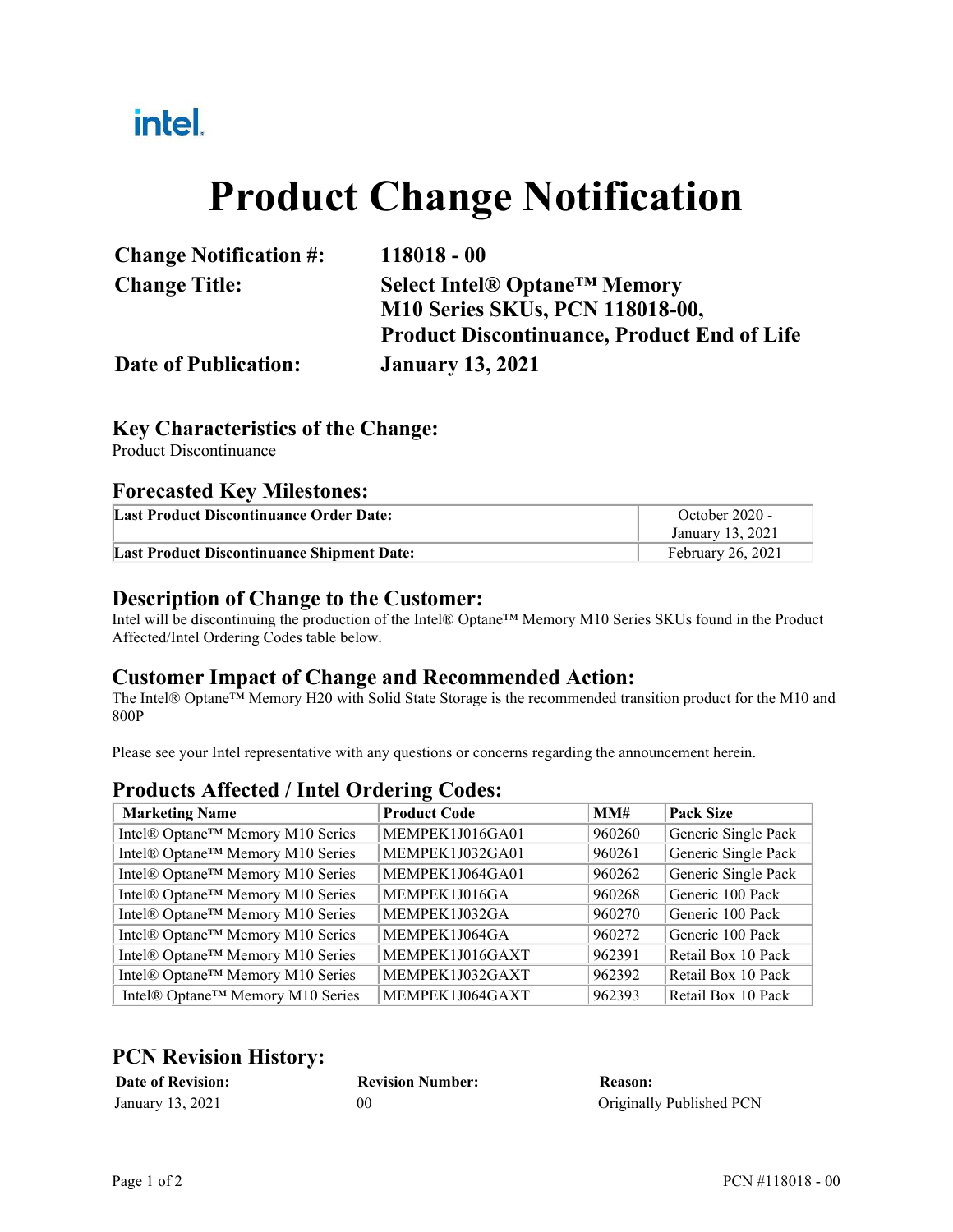intel.

# Product Change Notification

| | |
|---|---|
| **Change Notification #:** | **118018 - 00** |
| **Change Title:** | **Select Intel® Optane™ Memory M10 Series SKUs, PCN 118018-00, Product Discontinuance, Product End of Life** |
| **Date of Publication:** | **January 13, 2021** |

## Key Characteristics of the Change:

Product Discontinuance

## Forecasted Key Milestones:

| | |
|---|---|
| **Last Product Discontinuance Order Date:** | October 2020 - January 13, 2021 |
| **Last Product Discontinuance Shipment Date:** | February 26, 2021 |

## Description of Change to the Customer:

Intel will be discontinuing the production of the Intel® Optane™ Memory M10 Series SKUs found in the Product Affected/Intel Ordering Codes table below.

## Customer Impact of Change and Recommended Action:

The Intel® Optane™ Memory H20 with Solid State Storage is the recommended transition product for the M10 and 800P

Please see your Intel representative with any questions or concerns regarding the announcement herein.

## Products Affected / Intel Ordering Codes:

| Marketing Name | Product Code | MM# | Pack Size |
|---|---|---|---|
| Intel® Optane™ Memory M10 Series | MEMPEK1J016GA01 | 960260 | Generic Single Pack |
| Intel® Optane™ Memory M10 Series | MEMPEK1J032GA01 | 960261 | Generic Single Pack |
| Intel® Optane™ Memory M10 Series | MEMPEK1J064GA01 | 960262 | Generic Single Pack |
| Intel® Optane™ Memory M10 Series | MEMPEK1J016GA | 960268 | Generic 100 Pack |
| Intel® Optane™ Memory M10 Series | MEMPEK1J032GA | 960270 | Generic 100 Pack |
| Intel® Optane™ Memory M10 Series | MEMPEK1J064GA | 960272 | Generic 100 Pack |
| Intel® Optane™ Memory M10 Series | MEMPEK1J016GAXT | 962391 | Retail Box 10 Pack |
| Intel® Optane™ Memory M10 Series | MEMPEK1J032GAXT | 962392 | Retail Box 10 Pack |
| Intel® Optane™ Memory M10 Series | MEMPEK1J064GAXT | 962393 | Retail Box 10 Pack |

## PCN Revision History:

| **Date of Revision:** | **Revision Number:** | **Reason:** |
|---|---|---|
| January 13, 2021 | 00 | Originally Published PCN |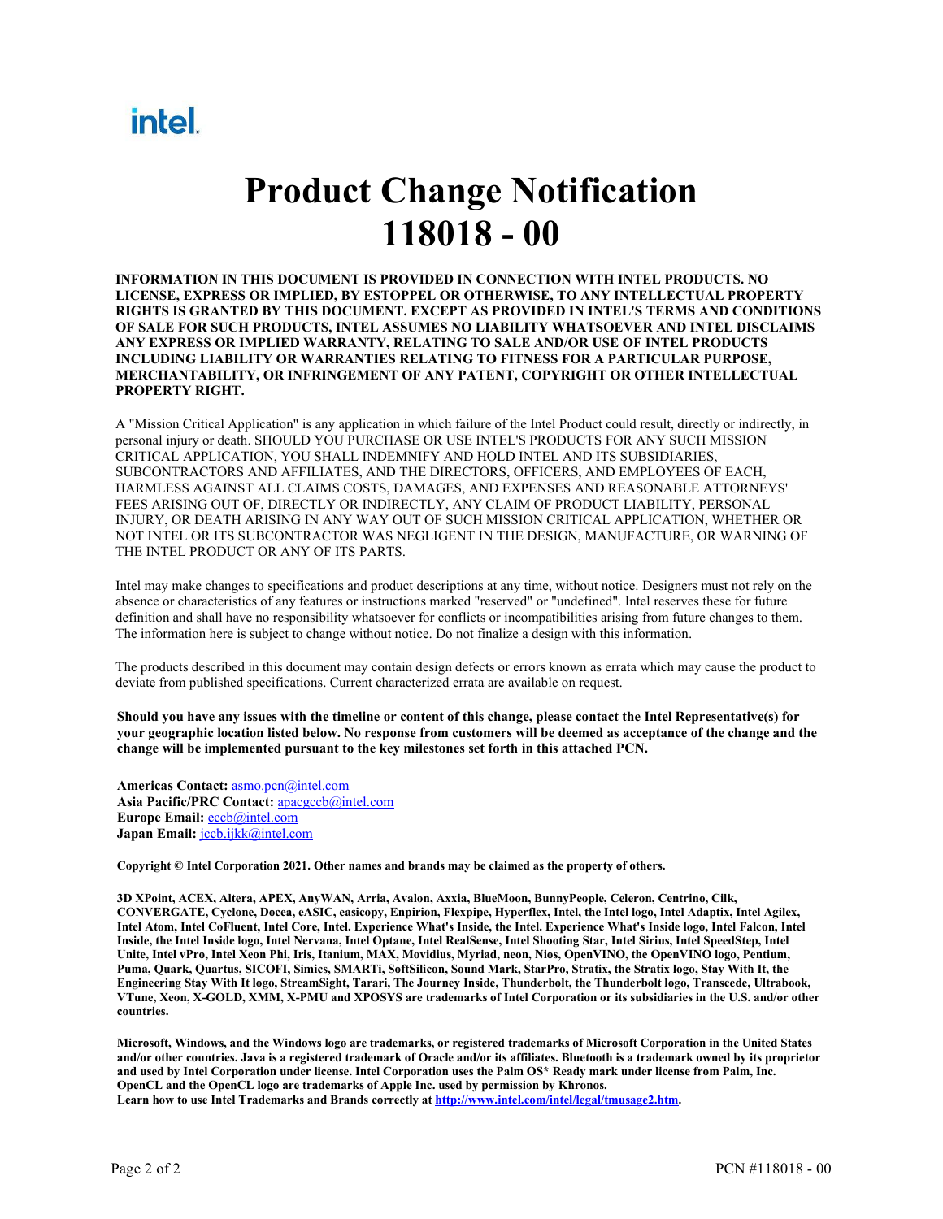intel.

# Product Change Notification 118018 - 00

**INFORMATION IN THIS DOCUMENT IS PROVIDED IN CONNECTION WITH INTEL PRODUCTS. NO LICENSE, EXPRESS OR IMPLIED, BY ESTOPPEL OR OTHERWISE, TO ANY INTELLECTUAL PROPERTY RIGHTS IS GRANTED BY THIS DOCUMENT. EXCEPT AS PROVIDED IN INTEL'S TERMS AND CONDITIONS OF SALE FOR SUCH PRODUCTS, INTEL ASSUMES NO LIABILITY WHATSOEVER AND INTEL DISCLAIMS ANY EXPRESS OR IMPLIED WARRANTY, RELATING TO SALE AND/OR USE OF INTEL PRODUCTS INCLUDING LIABILITY OR WARRANTIES RELATING TO FITNESS FOR A PARTICULAR PURPOSE, MERCHANTABILITY, OR INFRINGEMENT OF ANY PATENT, COPYRIGHT OR OTHER INTELLECTUAL PROPERTY RIGHT.**

A "Mission Critical Application" is any application in which failure of the Intel Product could result, directly or indirectly, in personal injury or death. SHOULD YOU PURCHASE OR USE INTEL'S PRODUCTS FOR ANY SUCH MISSION CRITICAL APPLICATION, YOU SHALL INDEMNIFY AND HOLD INTEL AND ITS SUBSIDIARIES, SUBCONTRACTORS AND AFFILIATES, AND THE DIRECTORS, OFFICERS, AND EMPLOYEES OF EACH, HARMLESS AGAINST ALL CLAIMS COSTS, DAMAGES, AND EXPENSES AND REASONABLE ATTORNEYS' FEES ARISING OUT OF, DIRECTLY OR INDIRECTLY, ANY CLAIM OF PRODUCT LIABILITY, PERSONAL INJURY, OR DEATH ARISING IN ANY WAY OUT OF SUCH MISSION CRITICAL APPLICATION, WHETHER OR NOT INTEL OR ITS SUBCONTRACTOR WAS NEGLIGENT IN THE DESIGN, MANUFACTURE, OR WARNING OF THE INTEL PRODUCT OR ANY OF ITS PARTS.

Intel may make changes to specifications and product descriptions at any time, without notice. Designers must not rely on the absence or characteristics of any features or instructions marked "reserved" or "undefined". Intel reserves these for future definition and shall have no responsibility whatsoever for conflicts or incompatibilities arising from future changes to them. The information here is subject to change without notice. Do not finalize a design with this information.

The products described in this document may contain design defects or errors known as errata which may cause the product to deviate from published specifications. Current characterized errata are available on request.

**Should you have any issues with the timeline or content of this change, please contact the Intel Representative(s) for your geographic location listed below. No response from customers will be deemed as acceptance of the change and the change will be implemented pursuant to the key milestones set forth in this attached PCN.**

**Americas Contact:** asmo.pcn@intel.com
**Asia Pacific/PRC Contact:** apacgccb@intel.com
**Europe Email:** eccb@intel.com
**Japan Email:** jccb.ijkk@intel.com

**Copyright © Intel Corporation 2021. Other names and brands may be claimed as the property of others.**

**3D XPoint, ACEX, Altera, APEX, AnyWAN, Arria, Avalon, Axxia, BlueMoon, BunnyPeople, Celeron, Centrino, Cilk, CONVERGATE, Cyclone, Docea, eASIC, easicopy, Enpirion, Flexpipe, Hyperflex, Intel, the Intel logo, Intel Adaptix, Intel Agilex, Intel Atom, Intel CoFluent, Intel Core, Intel. Experience What's Inside, the Intel. Experience What's Inside logo, Intel Falcon, Intel Inside, the Intel Inside logo, Intel Nervana, Intel Optane, Intel RealSense, Intel Shooting Star, Intel Sirius, Intel SpeedStep, Intel Unite, Intel vPro, Intel Xeon Phi, Iris, Itanium, MAX, Movidius, Myriad, neon, Nios, OpenVINO, the OpenVINO logo, Pentium, Puma, Quark, Quartus, SICOFI, Simics, SMARTi, SoftSilicon, Sound Mark, StarPro, Stratix, the Stratix logo, Stay With It, the Engineering Stay With It logo, StreamSight, Tarari, The Journey Inside, Thunderbolt, the Thunderbolt logo, Transcede, Ultrabook, VTune, Xeon, X-GOLD, XMM, X-PMU and XPOSYS are trademarks of Intel Corporation or its subsidiaries in the U.S. and/or other countries.**

**Microsoft, Windows, and the Windows logo are trademarks, or registered trademarks of Microsoft Corporation in the United States and/or other countries. Java is a registered trademark of Oracle and/or its affiliates. Bluetooth is a trademark owned by its proprietor and used by Intel Corporation under license. Intel Corporation uses the Palm OS* Ready mark under license from Palm, Inc. OpenCL and the OpenCL logo are trademarks of Apple Inc. used by permission by Khronos.**
**Learn how to use Intel Trademarks and Brands correctly at http://www.intel.com/intel/legal/tmusage2.htm.**